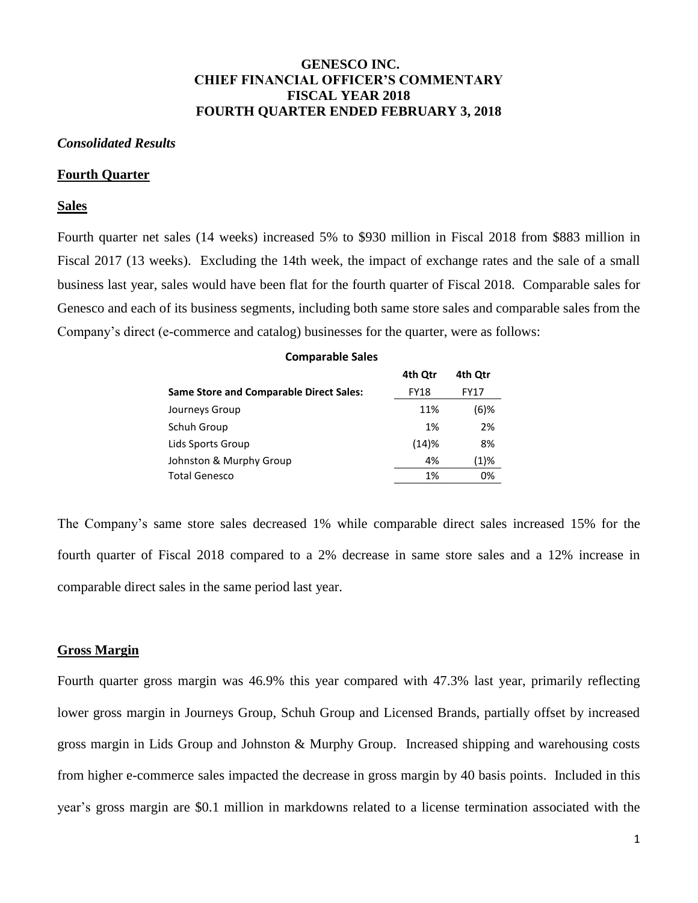# GENESCO INC.
# CHIEF FINANCIAL OFFICER'S COMMENTARY
# FISCAL YEAR 2018
# FOURTH QUARTER ENDED FEBRUARY 3, 2018

***Consolidated Results***

## Fourth Quarter

## Sales

Fourth quarter net sales (14 weeks) increased 5% to $930 million in Fiscal 2018 from $883 million in Fiscal 2017 (13 weeks). Excluding the 14th week, the impact of exchange rates and the sale of a small business last year, sales would have been flat for the fourth quarter of Fiscal 2018. Comparable sales for Genesco and each of its business segments, including both same store sales and comparable sales from the Company's direct (e-commerce and catalog) businesses for the quarter, were as follows:

**Comparable Sales**

| | 4th Qtr | 4th Qtr |
|---|---|---|
| **Same Store and Comparable Direct Sales:** | FY18 | FY17 |
| Journeys Group | 11% | (6)% |
| Schuh Group | 1% | 2% |
| Lids Sports Group | (14)% | 8% |
| Johnston & Murphy Group | 4% | (1)% |
| Total Genesco | 1% | 0% |

The Company's same store sales decreased 1% while comparable direct sales increased 15% for the fourth quarter of Fiscal 2018 compared to a 2% decrease in same store sales and a 12% increase in comparable direct sales in the same period last year.

## Gross Margin

Fourth quarter gross margin was 46.9% this year compared with 47.3% last year, primarily reflecting lower gross margin in Journeys Group, Schuh Group and Licensed Brands, partially offset by increased gross margin in Lids Group and Johnston & Murphy Group. Increased shipping and warehousing costs from higher e-commerce sales impacted the decrease in gross margin by 40 basis points. Included in this year's gross margin are $0.1 million in markdowns related to a license termination associated with the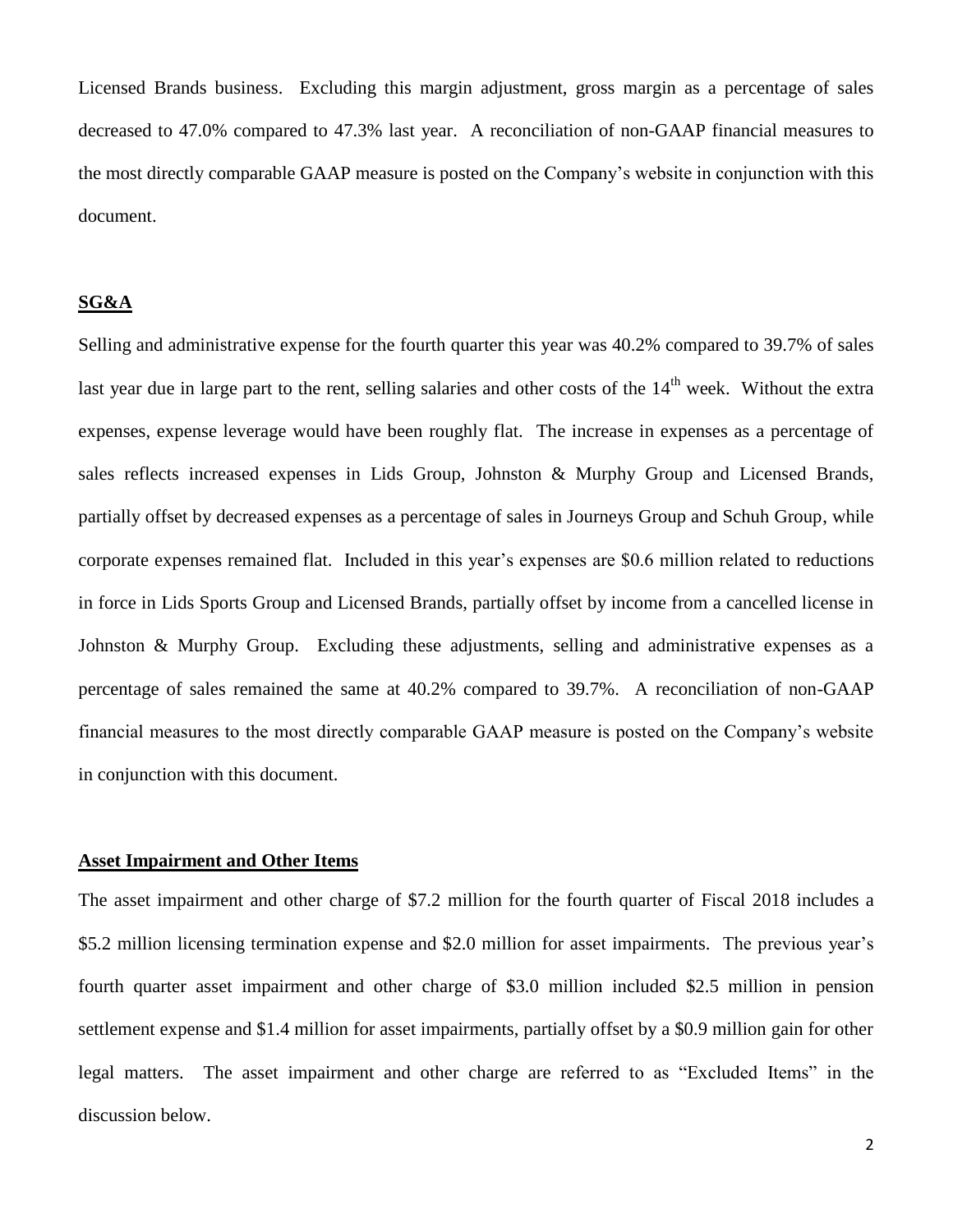Licensed Brands business. Excluding this margin adjustment, gross margin as a percentage of sales decreased to 47.0% compared to 47.3% last year. A reconciliation of non-GAAP financial measures to the most directly comparable GAAP measure is posted on the Company's website in conjunction with this document.

**SG&A**

Selling and administrative expense for the fourth quarter this year was 40.2% compared to 39.7% of sales last year due in large part to the rent, selling salaries and other costs of the 14th week. Without the extra expenses, expense leverage would have been roughly flat. The increase in expenses as a percentage of sales reflects increased expenses in Lids Group, Johnston & Murphy Group and Licensed Brands, partially offset by decreased expenses as a percentage of sales in Journeys Group and Schuh Group, while corporate expenses remained flat. Included in this year's expenses are \$0.6 million related to reductions in force in Lids Sports Group and Licensed Brands, partially offset by income from a cancelled license in Johnston & Murphy Group. Excluding these adjustments, selling and administrative expenses as a percentage of sales remained the same at 40.2% compared to 39.7%. A reconciliation of non-GAAP financial measures to the most directly comparable GAAP measure is posted on the Company's website in conjunction with this document.

**Asset Impairment and Other Items**

The asset impairment and other charge of \$7.2 million for the fourth quarter of Fiscal 2018 includes a \$5.2 million licensing termination expense and \$2.0 million for asset impairments. The previous year's fourth quarter asset impairment and other charge of \$3.0 million included \$2.5 million in pension settlement expense and \$1.4 million for asset impairments, partially offset by a \$0.9 million gain for other legal matters. The asset impairment and other charge are referred to as "Excluded Items" in the discussion below.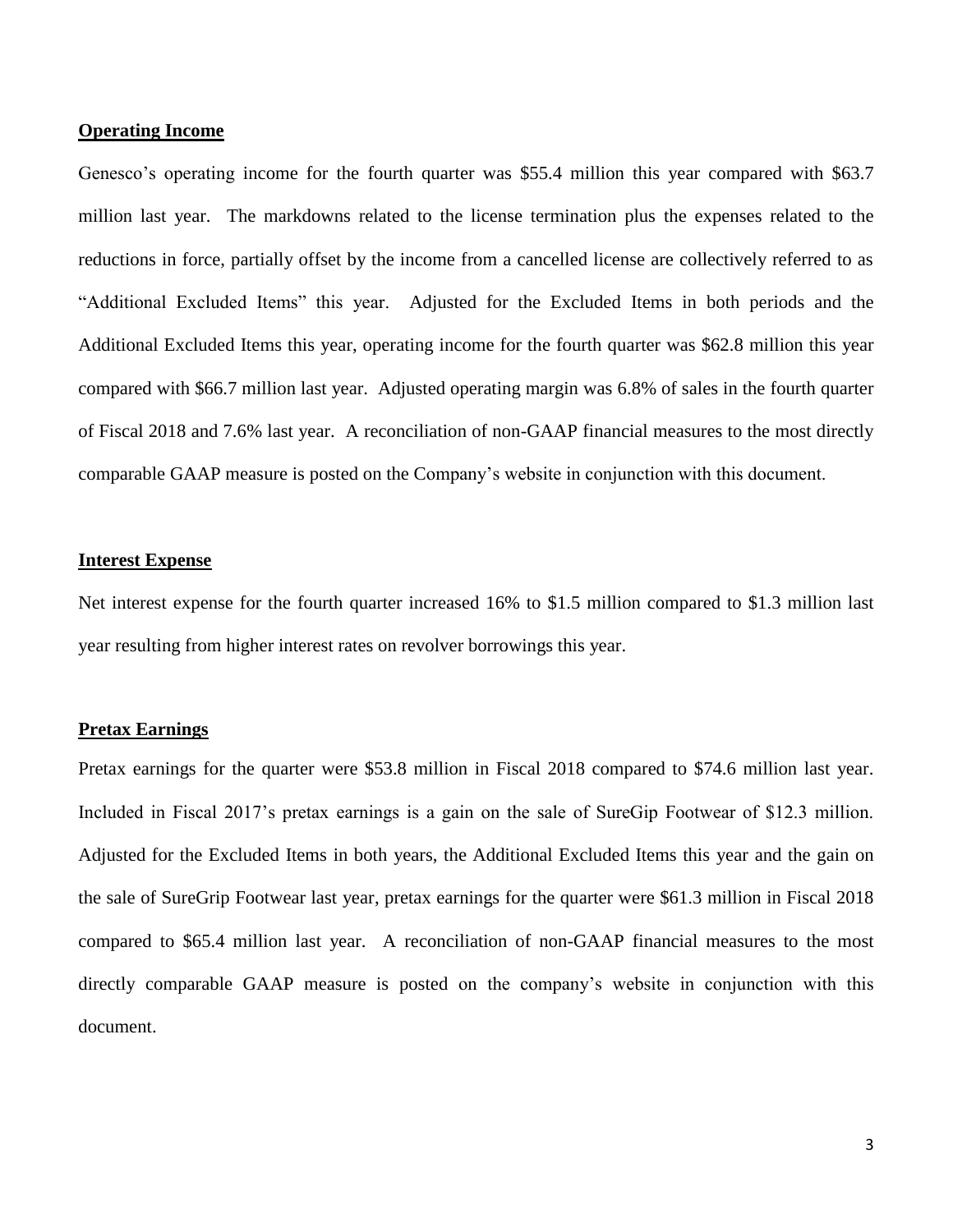**Operating Income**

Genesco's operating income for the fourth quarter was $55.4 million this year compared with $63.7 million last year. The markdowns related to the license termination plus the expenses related to the reductions in force, partially offset by the income from a cancelled license are collectively referred to as "Additional Excluded Items" this year. Adjusted for the Excluded Items in both periods and the Additional Excluded Items this year, operating income for the fourth quarter was $62.8 million this year compared with $66.7 million last year. Adjusted operating margin was 6.8% of sales in the fourth quarter of Fiscal 2018 and 7.6% last year. A reconciliation of non-GAAP financial measures to the most directly comparable GAAP measure is posted on the Company's website in conjunction with this document.

**Interest Expense**

Net interest expense for the fourth quarter increased 16% to $1.5 million compared to $1.3 million last year resulting from higher interest rates on revolver borrowings this year.

**Pretax Earnings**

Pretax earnings for the quarter were $53.8 million in Fiscal 2018 compared to $74.6 million last year. Included in Fiscal 2017's pretax earnings is a gain on the sale of SureGip Footwear of $12.3 million. Adjusted for the Excluded Items in both years, the Additional Excluded Items this year and the gain on the sale of SureGrip Footwear last year, pretax earnings for the quarter were $61.3 million in Fiscal 2018 compared to $65.4 million last year. A reconciliation of non-GAAP financial measures to the most directly comparable GAAP measure is posted on the company's website in conjunction with this document.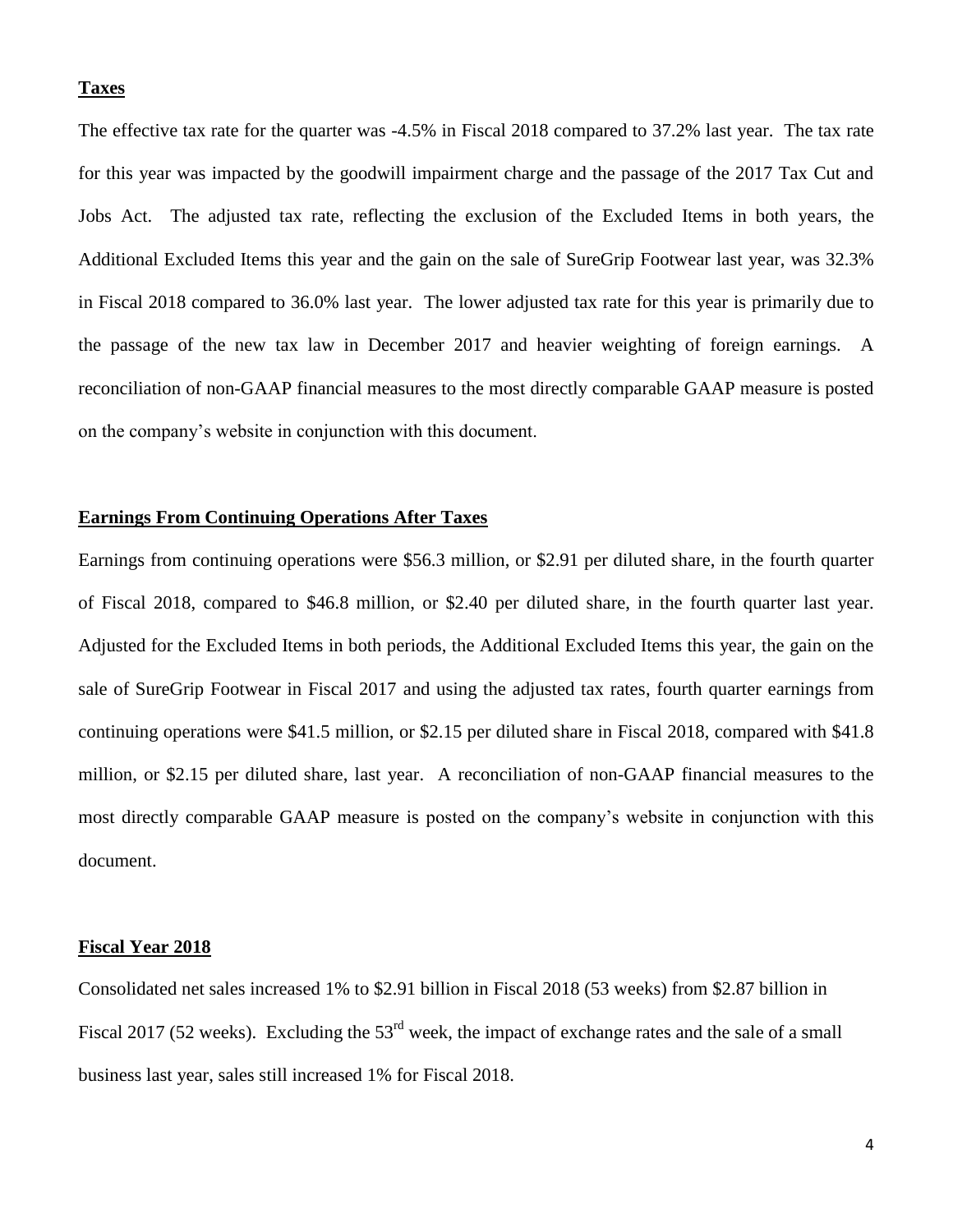**Taxes**

The effective tax rate for the quarter was -4.5% in Fiscal 2018 compared to 37.2% last year. The tax rate for this year was impacted by the goodwill impairment charge and the passage of the 2017 Tax Cut and Jobs Act. The adjusted tax rate, reflecting the exclusion of the Excluded Items in both years, the Additional Excluded Items this year and the gain on the sale of SureGrip Footwear last year, was 32.3% in Fiscal 2018 compared to 36.0% last year. The lower adjusted tax rate for this year is primarily due to the passage of the new tax law in December 2017 and heavier weighting of foreign earnings. A reconciliation of non-GAAP financial measures to the most directly comparable GAAP measure is posted on the company's website in conjunction with this document.

**Earnings From Continuing Operations After Taxes**

Earnings from continuing operations were \$56.3 million, or \$2.91 per diluted share, in the fourth quarter of Fiscal 2018, compared to \$46.8 million, or \$2.40 per diluted share, in the fourth quarter last year. Adjusted for the Excluded Items in both periods, the Additional Excluded Items this year, the gain on the sale of SureGrip Footwear in Fiscal 2017 and using the adjusted tax rates, fourth quarter earnings from continuing operations were \$41.5 million, or \$2.15 per diluted share in Fiscal 2018, compared with \$41.8 million, or \$2.15 per diluted share, last year. A reconciliation of non-GAAP financial measures to the most directly comparable GAAP measure is posted on the company's website in conjunction with this document.

**Fiscal Year 2018**

Consolidated net sales increased 1% to \$2.91 billion in Fiscal 2018 (53 weeks) from \$2.87 billion in Fiscal 2017 (52 weeks). Excluding the 53rd week, the impact of exchange rates and the sale of a small business last year, sales still increased 1% for Fiscal 2018.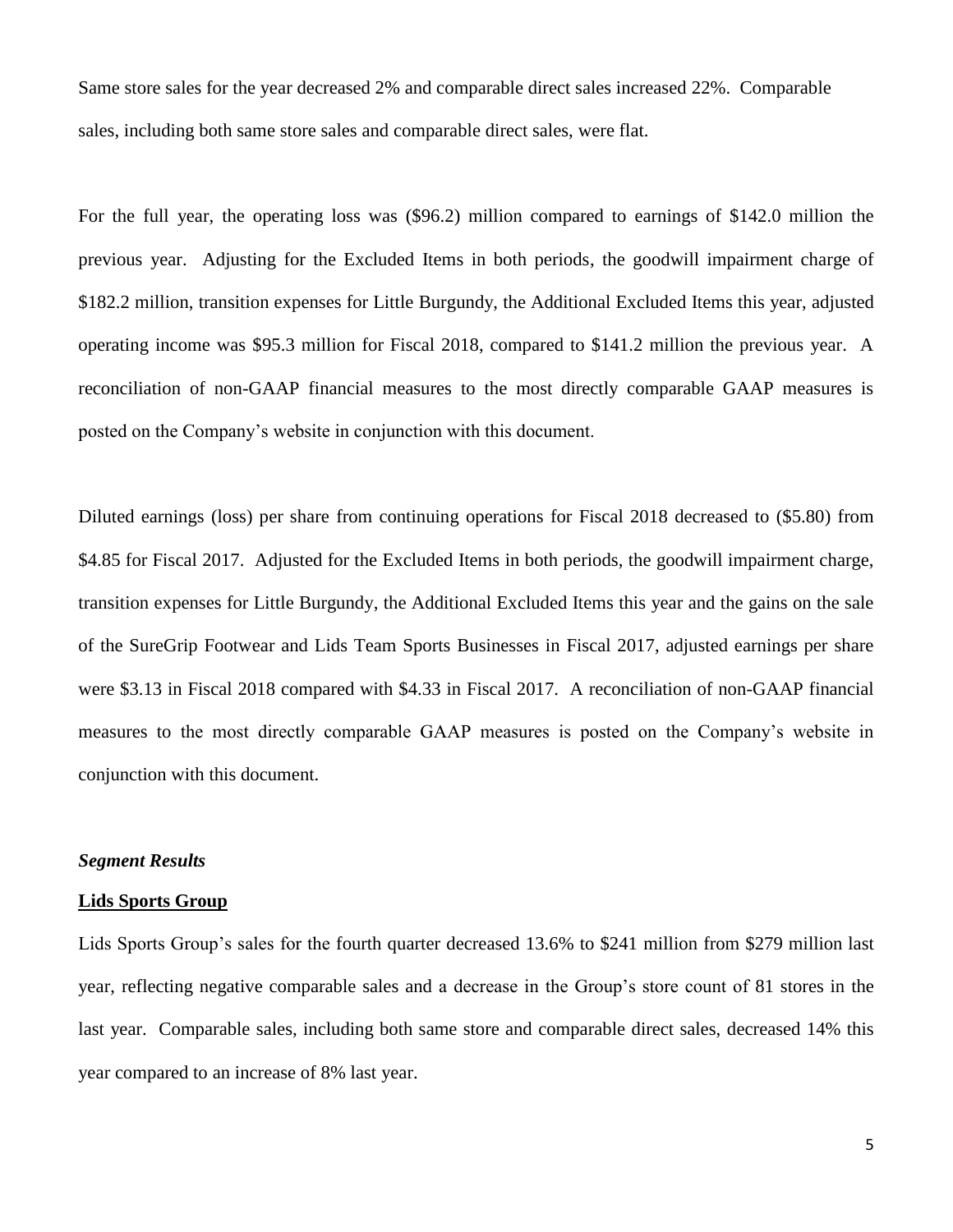Same store sales for the year decreased 2% and comparable direct sales increased 22%. Comparable sales, including both same store sales and comparable direct sales, were flat.

For the full year, the operating loss was ($96.2) million compared to earnings of $142.0 million the previous year. Adjusting for the Excluded Items in both periods, the goodwill impairment charge of $182.2 million, transition expenses for Little Burgundy, the Additional Excluded Items this year, adjusted operating income was $95.3 million for Fiscal 2018, compared to $141.2 million the previous year. A reconciliation of non-GAAP financial measures to the most directly comparable GAAP measures is posted on the Company's website in conjunction with this document.

Diluted earnings (loss) per share from continuing operations for Fiscal 2018 decreased to ($5.80) from $4.85 for Fiscal 2017. Adjusted for the Excluded Items in both periods, the goodwill impairment charge, transition expenses for Little Burgundy, the Additional Excluded Items this year and the gains on the sale of the SureGrip Footwear and Lids Team Sports Businesses in Fiscal 2017, adjusted earnings per share were $3.13 in Fiscal 2018 compared with $4.33 in Fiscal 2017. A reconciliation of non-GAAP financial measures to the most directly comparable GAAP measures is posted on the Company's website in conjunction with this document.

***Segment Results***

**<u>Lids Sports Group</u>**

Lids Sports Group's sales for the fourth quarter decreased 13.6% to $241 million from $279 million last year, reflecting negative comparable sales and a decrease in the Group's store count of 81 stores in the last year. Comparable sales, including both same store and comparable direct sales, decreased 14% this year compared to an increase of 8% last year.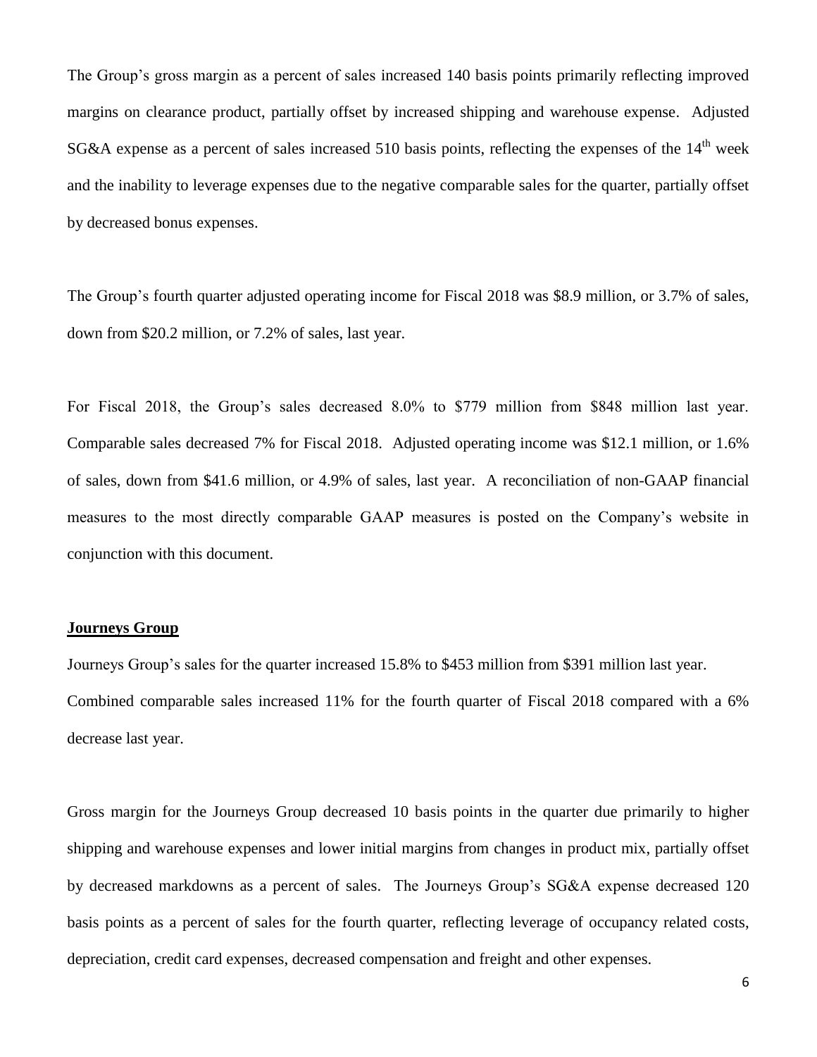The Group's gross margin as a percent of sales increased 140 basis points primarily reflecting improved margins on clearance product, partially offset by increased shipping and warehouse expense. Adjusted SG&A expense as a percent of sales increased 510 basis points, reflecting the expenses of the 14th week and the inability to leverage expenses due to the negative comparable sales for the quarter, partially offset by decreased bonus expenses.

The Group's fourth quarter adjusted operating income for Fiscal 2018 was $8.9 million, or 3.7% of sales, down from $20.2 million, or 7.2% of sales, last year.

For Fiscal 2018, the Group's sales decreased 8.0% to $779 million from $848 million last year. Comparable sales decreased 7% for Fiscal 2018. Adjusted operating income was $12.1 million, or 1.6% of sales, down from $41.6 million, or 4.9% of sales, last year. A reconciliation of non-GAAP financial measures to the most directly comparable GAAP measures is posted on the Company's website in conjunction with this document.

**Journeys Group**

Journeys Group's sales for the quarter increased 15.8% to $453 million from $391 million last year. Combined comparable sales increased 11% for the fourth quarter of Fiscal 2018 compared with a 6% decrease last year.

Gross margin for the Journeys Group decreased 10 basis points in the quarter due primarily to higher shipping and warehouse expenses and lower initial margins from changes in product mix, partially offset by decreased markdowns as a percent of sales. The Journeys Group's SG&A expense decreased 120 basis points as a percent of sales for the fourth quarter, reflecting leverage of occupancy related costs, depreciation, credit card expenses, decreased compensation and freight and other expenses.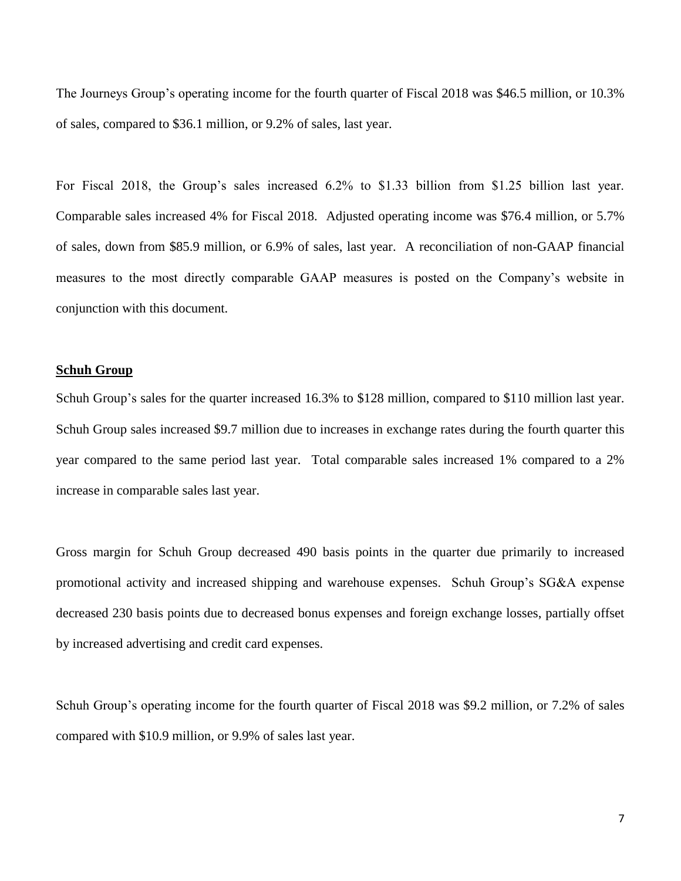The Journeys Group's operating income for the fourth quarter of Fiscal 2018 was $46.5 million, or 10.3% of sales, compared to $36.1 million, or 9.2% of sales, last year.

For Fiscal 2018, the Group's sales increased 6.2% to $1.33 billion from $1.25 billion last year. Comparable sales increased 4% for Fiscal 2018. Adjusted operating income was $76.4 million, or 5.7% of sales, down from $85.9 million, or 6.9% of sales, last year. A reconciliation of non-GAAP financial measures to the most directly comparable GAAP measures is posted on the Company's website in conjunction with this document.

**Schuh Group**

Schuh Group's sales for the quarter increased 16.3% to $128 million, compared to $110 million last year. Schuh Group sales increased $9.7 million due to increases in exchange rates during the fourth quarter this year compared to the same period last year. Total comparable sales increased 1% compared to a 2% increase in comparable sales last year.

Gross margin for Schuh Group decreased 490 basis points in the quarter due primarily to increased promotional activity and increased shipping and warehouse expenses. Schuh Group's SG&A expense decreased 230 basis points due to decreased bonus expenses and foreign exchange losses, partially offset by increased advertising and credit card expenses.

Schuh Group's operating income for the fourth quarter of Fiscal 2018 was $9.2 million, or 7.2% of sales compared with $10.9 million, or 9.9% of sales last year.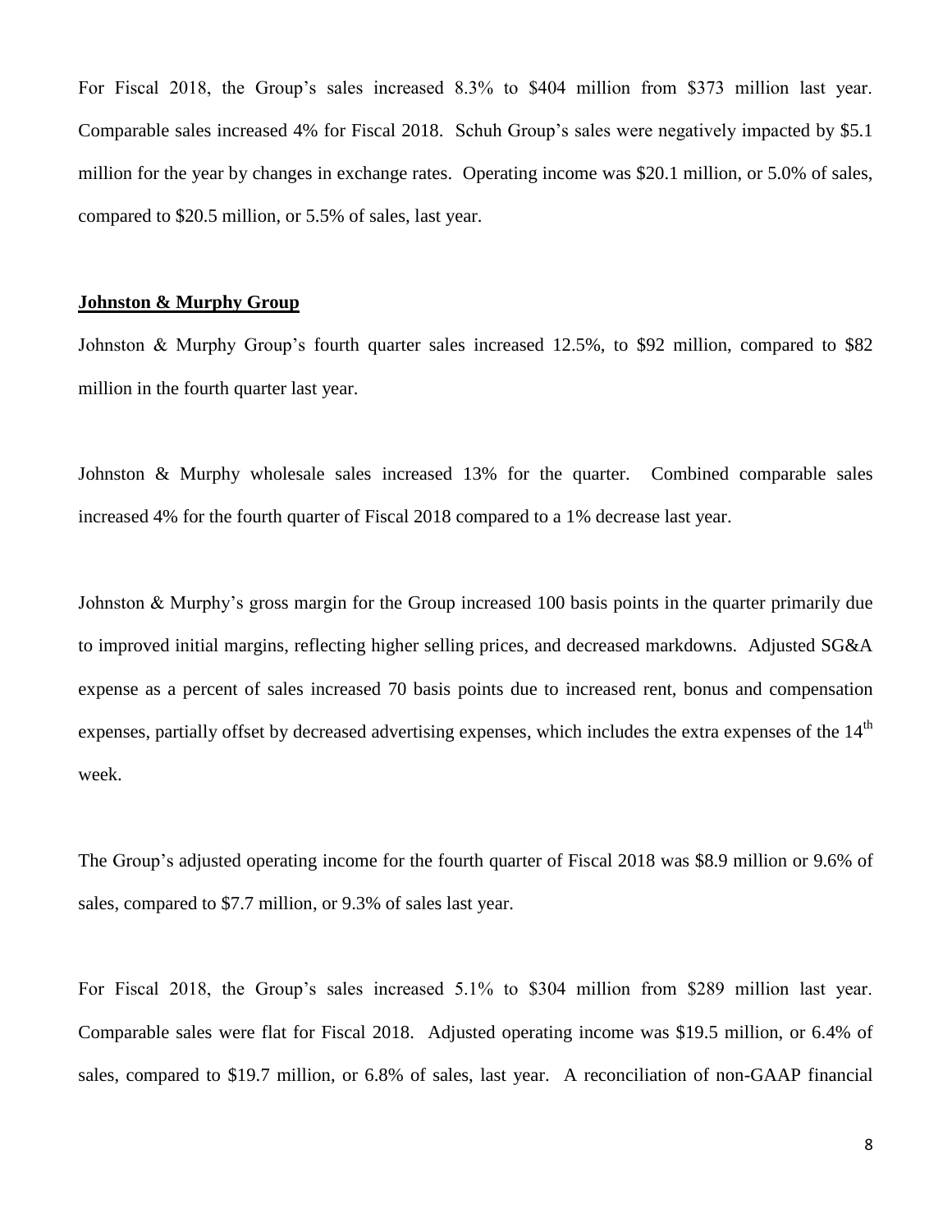For Fiscal 2018, the Group's sales increased 8.3% to $404 million from $373 million last year. Comparable sales increased 4% for Fiscal 2018. Schuh Group's sales were negatively impacted by $5.1 million for the year by changes in exchange rates. Operating income was $20.1 million, or 5.0% of sales, compared to $20.5 million, or 5.5% of sales, last year.

**Johnston & Murphy Group**

Johnston & Murphy Group's fourth quarter sales increased 12.5%, to $92 million, compared to $82 million in the fourth quarter last year.

Johnston & Murphy wholesale sales increased 13% for the quarter. Combined comparable sales increased 4% for the fourth quarter of Fiscal 2018 compared to a 1% decrease last year.

Johnston & Murphy's gross margin for the Group increased 100 basis points in the quarter primarily due to improved initial margins, reflecting higher selling prices, and decreased markdowns. Adjusted SG&A expense as a percent of sales increased 70 basis points due to increased rent, bonus and compensation expenses, partially offset by decreased advertising expenses, which includes the extra expenses of the 14th week.

The Group's adjusted operating income for the fourth quarter of Fiscal 2018 was $8.9 million or 9.6% of sales, compared to $7.7 million, or 9.3% of sales last year.

For Fiscal 2018, the Group's sales increased 5.1% to $304 million from $289 million last year. Comparable sales were flat for Fiscal 2018. Adjusted operating income was $19.5 million, or 6.4% of sales, compared to $19.7 million, or 6.8% of sales, last year. A reconciliation of non-GAAP financial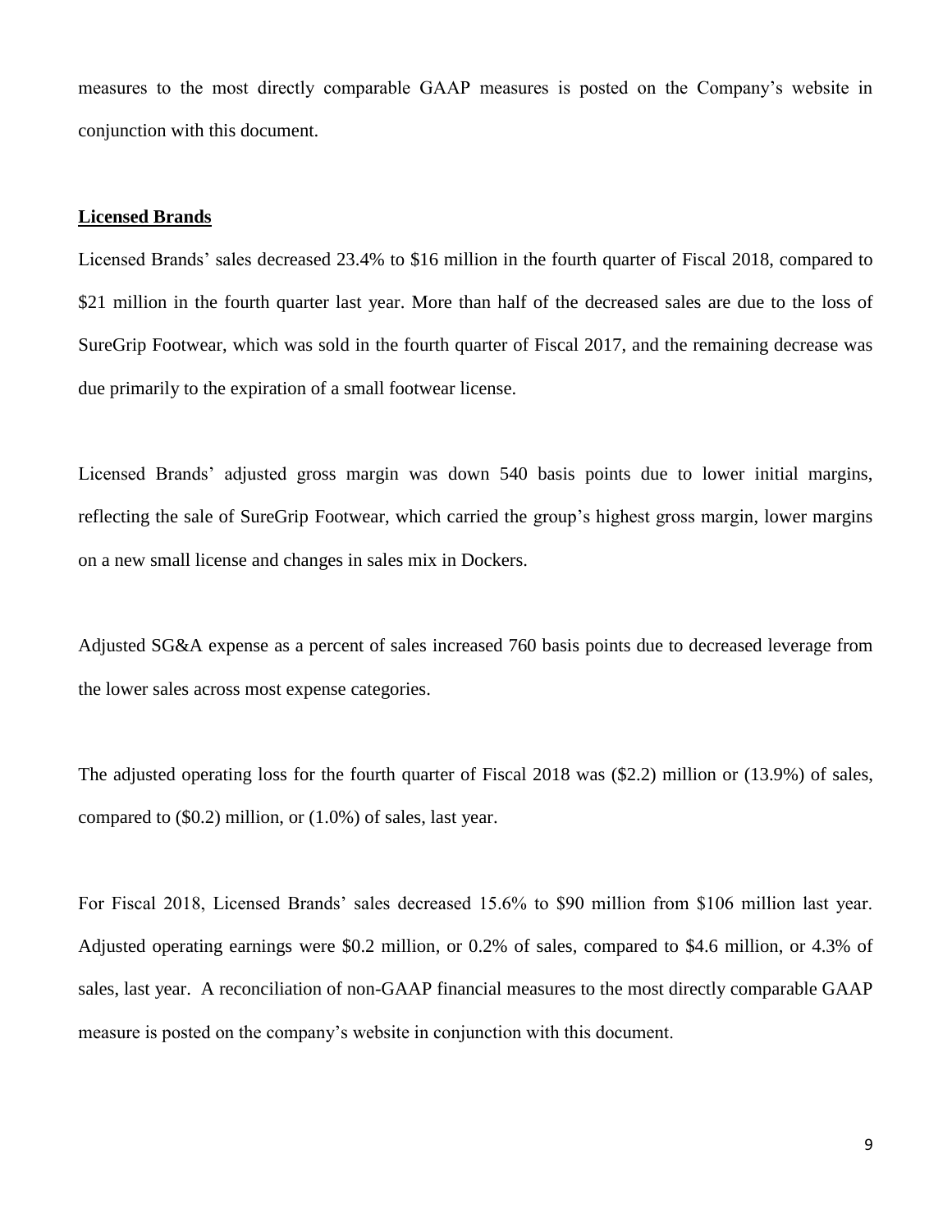measures to the most directly comparable GAAP measures is posted on the Company's website in conjunction with this document.

**Licensed Brands**

Licensed Brands' sales decreased 23.4% to $16 million in the fourth quarter of Fiscal 2018, compared to $21 million in the fourth quarter last year. More than half of the decreased sales are due to the loss of SureGrip Footwear, which was sold in the fourth quarter of Fiscal 2017, and the remaining decrease was due primarily to the expiration of a small footwear license.

Licensed Brands' adjusted gross margin was down 540 basis points due to lower initial margins, reflecting the sale of SureGrip Footwear, which carried the group's highest gross margin, lower margins on a new small license and changes in sales mix in Dockers.

Adjusted SG&A expense as a percent of sales increased 760 basis points due to decreased leverage from the lower sales across most expense categories.

The adjusted operating loss for the fourth quarter of Fiscal 2018 was ($2.2) million or (13.9%) of sales, compared to ($0.2) million, or (1.0%) of sales, last year.

For Fiscal 2018, Licensed Brands' sales decreased 15.6% to $90 million from $106 million last year. Adjusted operating earnings were $0.2 million, or 0.2% of sales, compared to $4.6 million, or 4.3% of sales, last year. A reconciliation of non-GAAP financial measures to the most directly comparable GAAP measure is posted on the company's website in conjunction with this document.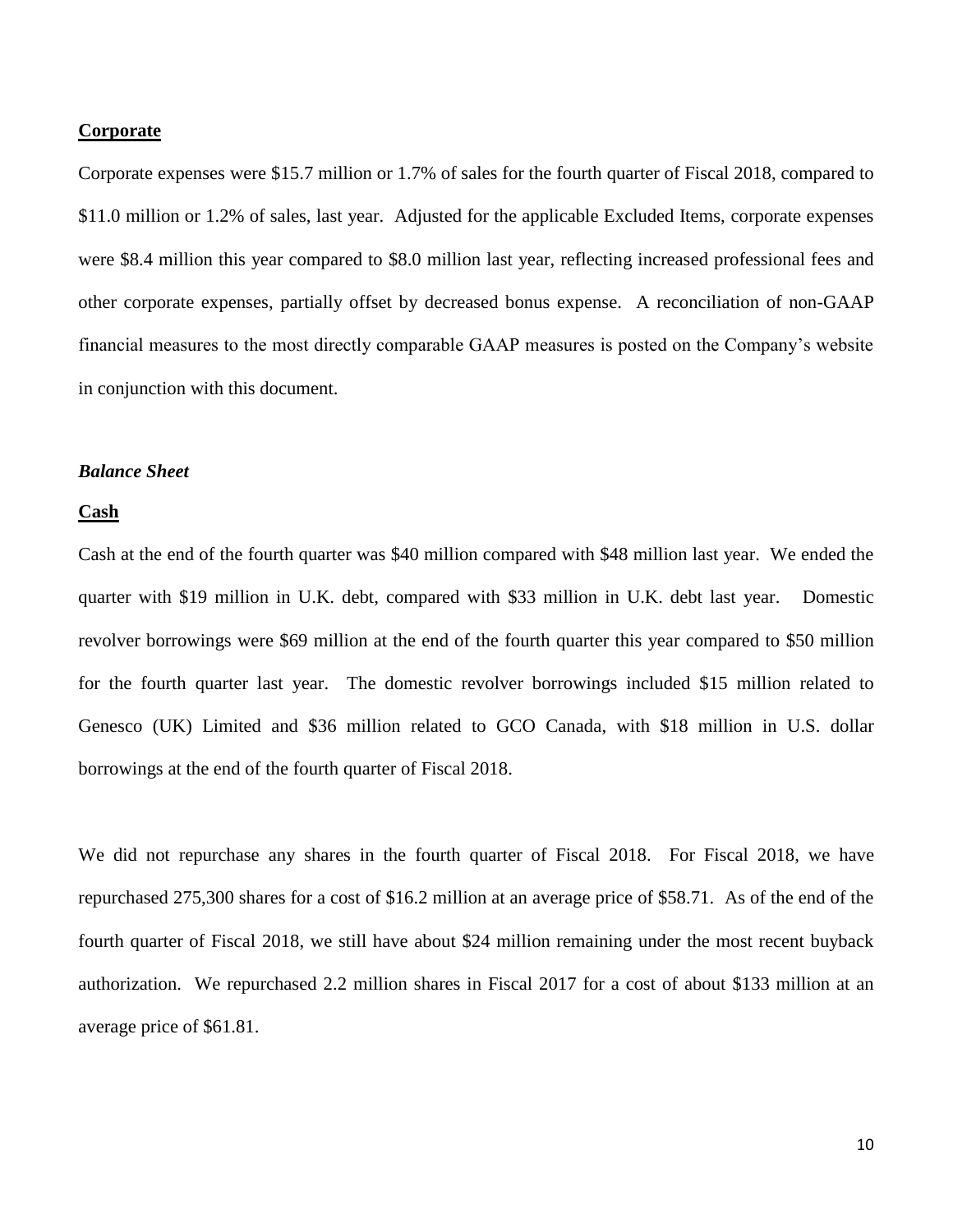**Corporate**

Corporate expenses were $15.7 million or 1.7% of sales for the fourth quarter of Fiscal 2018, compared to $11.0 million or 1.2% of sales, last year. Adjusted for the applicable Excluded Items, corporate expenses were $8.4 million this year compared to $8.0 million last year, reflecting increased professional fees and other corporate expenses, partially offset by decreased bonus expense. A reconciliation of non-GAAP financial measures to the most directly comparable GAAP measures is posted on the Company's website in conjunction with this document.

***Balance Sheet***

**Cash**

Cash at the end of the fourth quarter was $40 million compared with $48 million last year. We ended the quarter with $19 million in U.K. debt, compared with $33 million in U.K. debt last year. Domestic revolver borrowings were $69 million at the end of the fourth quarter this year compared to $50 million for the fourth quarter last year. The domestic revolver borrowings included $15 million related to Genesco (UK) Limited and $36 million related to GCO Canada, with $18 million in U.S. dollar borrowings at the end of the fourth quarter of Fiscal 2018.

We did not repurchase any shares in the fourth quarter of Fiscal 2018. For Fiscal 2018, we have repurchased 275,300 shares for a cost of $16.2 million at an average price of $58.71. As of the end of the fourth quarter of Fiscal 2018, we still have about $24 million remaining under the most recent buyback authorization. We repurchased 2.2 million shares in Fiscal 2017 for a cost of about $133 million at an average price of $61.81.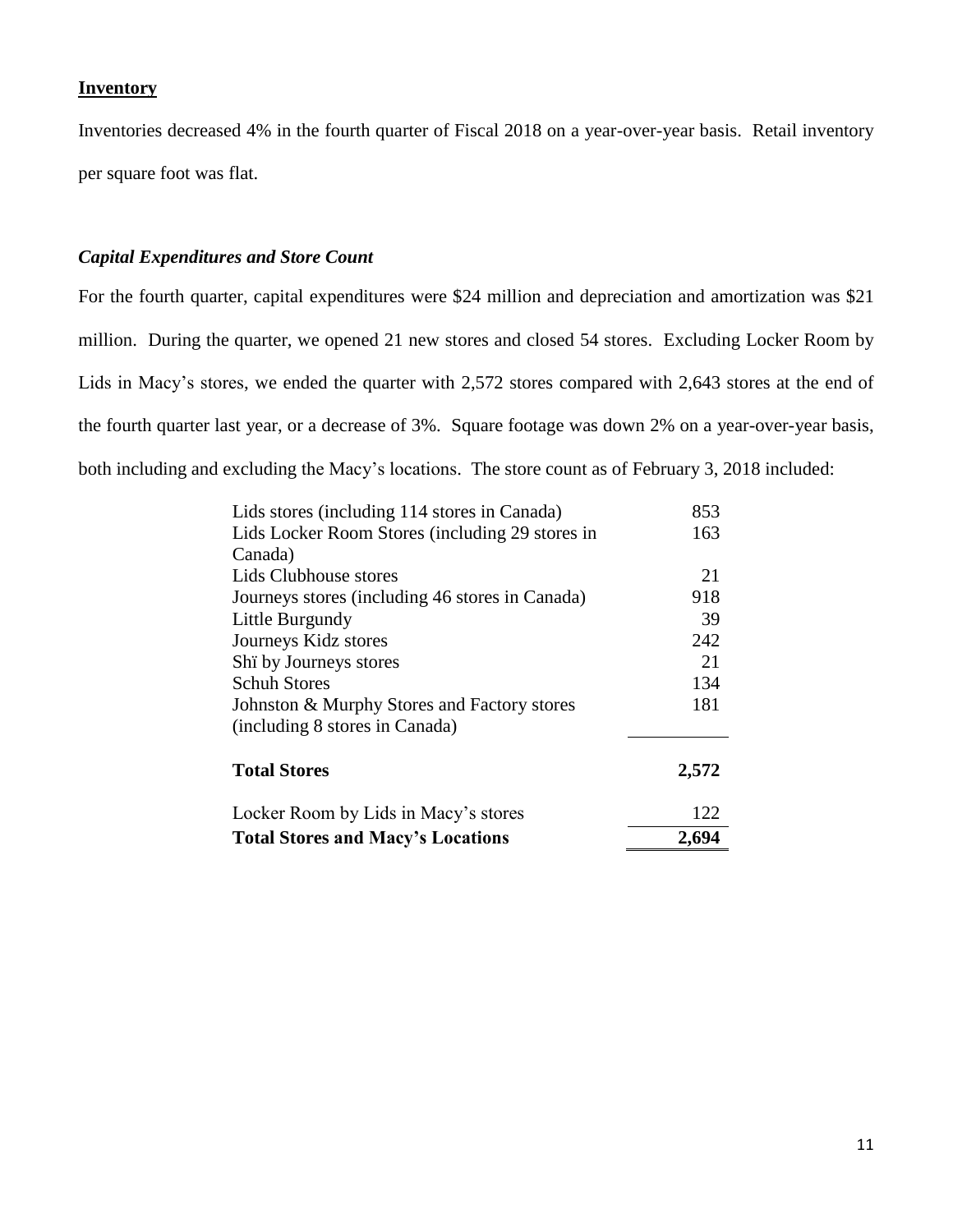**Inventory**

Inventories decreased 4% in the fourth quarter of Fiscal 2018 on a year-over-year basis. Retail inventory per square foot was flat.

***Capital Expenditures and Store Count***

For the fourth quarter, capital expenditures were $24 million and depreciation and amortization was $21 million. During the quarter, we opened 21 new stores and closed 54 stores. Excluding Locker Room by Lids in Macy's stores, we ended the quarter with 2,572 stores compared with 2,643 stores at the end of the fourth quarter last year, or a decrease of 3%. Square footage was down 2% on a year-over-year basis, both including and excluding the Macy's locations. The store count as of February 3, 2018 included:

| | |
|---|---|
| Lids stores (including 114 stores in Canada) | 853 |
| Lids Locker Room Stores (including 29 stores in Canada) | 163 |
| Lids Clubhouse stores | 21 |
| Journeys stores (including 46 stores in Canada) | 918 |
| Little Burgundy | 39 |
| Journeys Kidz stores | 242 |
| Shï by Journeys stores | 21 |
| Schuh Stores | 134 |
| Johnston & Murphy Stores and Factory stores (including 8 stores in Canada) | 181 |
| **Total Stores** | **2,572** |
| Locker Room by Lids in Macy's stores | 122 |
| **Total Stores and Macy's Locations** | **2,694** |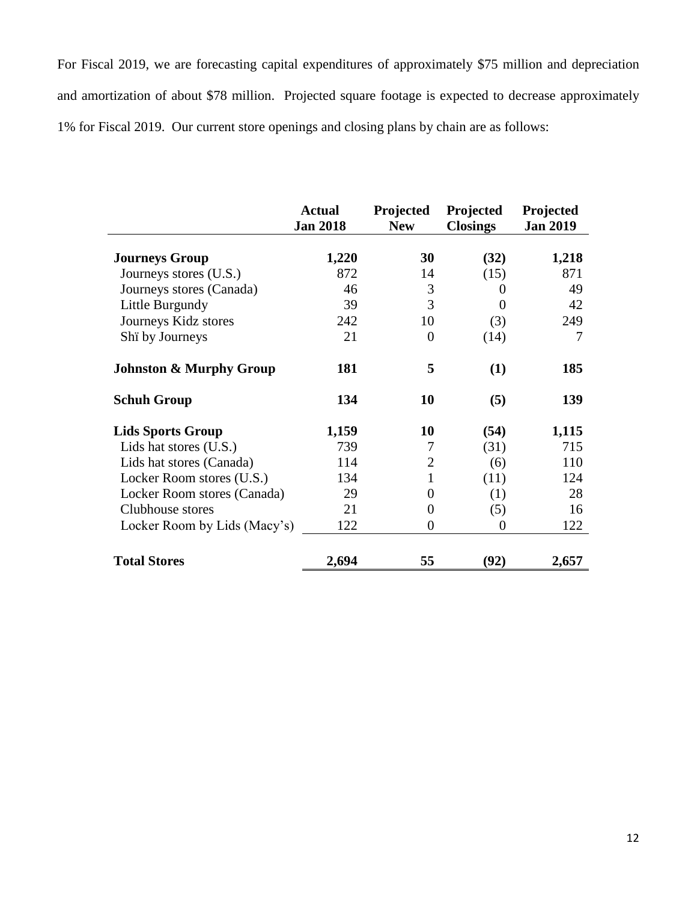For Fiscal 2019, we are forecasting capital expenditures of approximately $75 million and depreciation and amortization of about $78 million. Projected square footage is expected to decrease approximately 1% for Fiscal 2019. Our current store openings and closing plans by chain are as follows:

| | Actual Jan 2018 | Projected New | Projected Closings | Projected Jan 2019 |
|---|---|---|---|---|
| **Journeys Group** | **1,220** | **30** | **(32)** | **1,218** |
| Journeys stores (U.S.) | 872 | 14 | (15) | 871 |
| Journeys stores (Canada) | 46 | 3 | 0 | 49 |
| Little Burgundy | 39 | 3 | 0 | 42 |
| Journeys Kidz stores | 242 | 10 | (3) | 249 |
| Shï by Journeys | 21 | 0 | (14) | 7 |
| **Johnston & Murphy Group** | **181** | **5** | **(1)** | **185** |
| **Schuh Group** | **134** | **10** | **(5)** | **139** |
| **Lids Sports Group** | **1,159** | **10** | **(54)** | **1,115** |
| Lids hat stores (U.S.) | 739 | 7 | (31) | 715 |
| Lids hat stores (Canada) | 114 | 2 | (6) | 110 |
| Locker Room stores (U.S.) | 134 | 1 | (11) | 124 |
| Locker Room stores (Canada) | 29 | 0 | (1) | 28 |
| Clubhouse stores | 21 | 0 | (5) | 16 |
| Locker Room by Lids (Macy's) | 122 | 0 | 0 | 122 |
| **Total Stores** | **2,694** | **55** | **(92)** | **2,657** |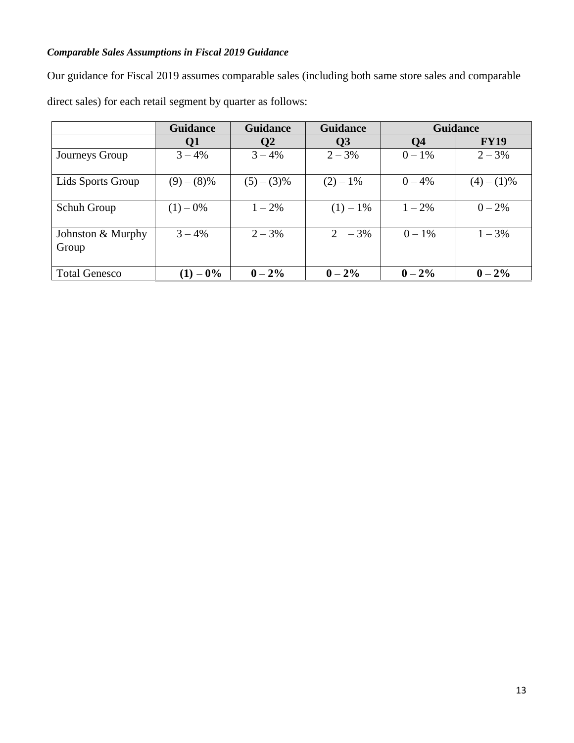***Comparable Sales Assumptions in Fiscal 2019 Guidance***

Our guidance for Fiscal 2019 assumes comparable sales (including both same store sales and comparable direct sales) for each retail segment by quarter as follows:

| | Guidance | Guidance | Guidance | Guidance | |
|---|---|---|---|---|---|
| | **Q1** | **Q2** | **Q3** | **Q4** | **FY19** |
| Journeys Group | 3 – 4% | 3 – 4% | 2 – 3% | 0 – 1% | 2 – 3% |
| Lids Sports Group | (9) – (8)% | (5) – (3)% | (2) – 1% | 0 – 4% | (4) – (1)% |
| Schuh Group | (1) – 0% | 1 – 2% | (1) – 1% | 1 – 2% | 0 – 2% |
| Johnston & Murphy Group | 3 – 4% | 2 – 3% | 2 – 3% | 0 – 1% | 1 – 3% |
| Total Genesco | **(1) – 0%** | **0 – 2%** | **0 – 2%** | **0 – 2%** | **0 – 2%** |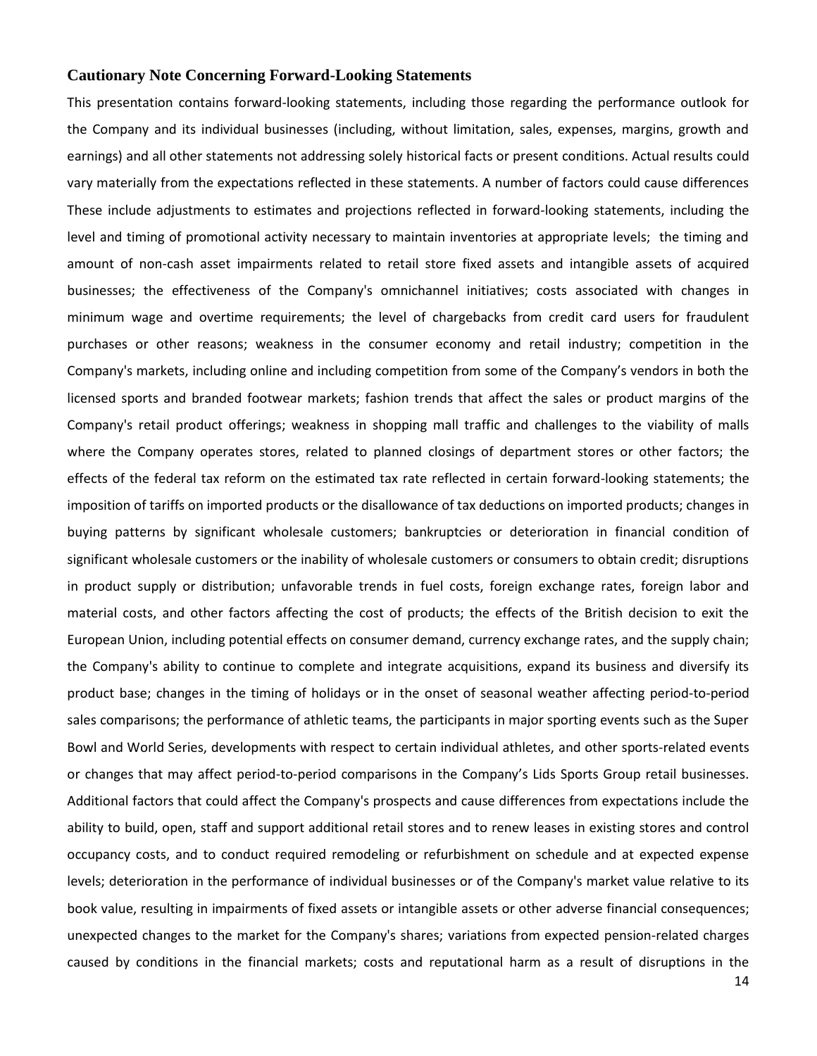### Cautionary Note Concerning Forward-Looking Statements

This presentation contains forward-looking statements, including those regarding the performance outlook for the Company and its individual businesses (including, without limitation, sales, expenses, margins, growth and earnings) and all other statements not addressing solely historical facts or present conditions. Actual results could vary materially from the expectations reflected in these statements. A number of factors could cause differences These include adjustments to estimates and projections reflected in forward-looking statements, including the level and timing of promotional activity necessary to maintain inventories at appropriate levels; the timing and amount of non-cash asset impairments related to retail store fixed assets and intangible assets of acquired businesses; the effectiveness of the Company's omnichannel initiatives; costs associated with changes in minimum wage and overtime requirements; the level of chargebacks from credit card users for fraudulent purchases or other reasons; weakness in the consumer economy and retail industry; competition in the Company's markets, including online and including competition from some of the Company's vendors in both the licensed sports and branded footwear markets; fashion trends that affect the sales or product margins of the Company's retail product offerings; weakness in shopping mall traffic and challenges to the viability of malls where the Company operates stores, related to planned closings of department stores or other factors; the effects of the federal tax reform on the estimated tax rate reflected in certain forward-looking statements; the imposition of tariffs on imported products or the disallowance of tax deductions on imported products; changes in buying patterns by significant wholesale customers; bankruptcies or deterioration in financial condition of significant wholesale customers or the inability of wholesale customers or consumers to obtain credit; disruptions in product supply or distribution; unfavorable trends in fuel costs, foreign exchange rates, foreign labor and material costs, and other factors affecting the cost of products; the effects of the British decision to exit the European Union, including potential effects on consumer demand, currency exchange rates, and the supply chain; the Company's ability to continue to complete and integrate acquisitions, expand its business and diversify its product base; changes in the timing of holidays or in the onset of seasonal weather affecting period-to-period sales comparisons; the performance of athletic teams, the participants in major sporting events such as the Super Bowl and World Series, developments with respect to certain individual athletes, and other sports-related events or changes that may affect period-to-period comparisons in the Company's Lids Sports Group retail businesses. Additional factors that could affect the Company's prospects and cause differences from expectations include the ability to build, open, staff and support additional retail stores and to renew leases in existing stores and control occupancy costs, and to conduct required remodeling or refurbishment on schedule and at expected expense levels; deterioration in the performance of individual businesses or of the Company's market value relative to its book value, resulting in impairments of fixed assets or intangible assets or other adverse financial consequences; unexpected changes to the market for the Company's shares; variations from expected pension-related charges caused by conditions in the financial markets; costs and reputational harm as a result of disruptions in the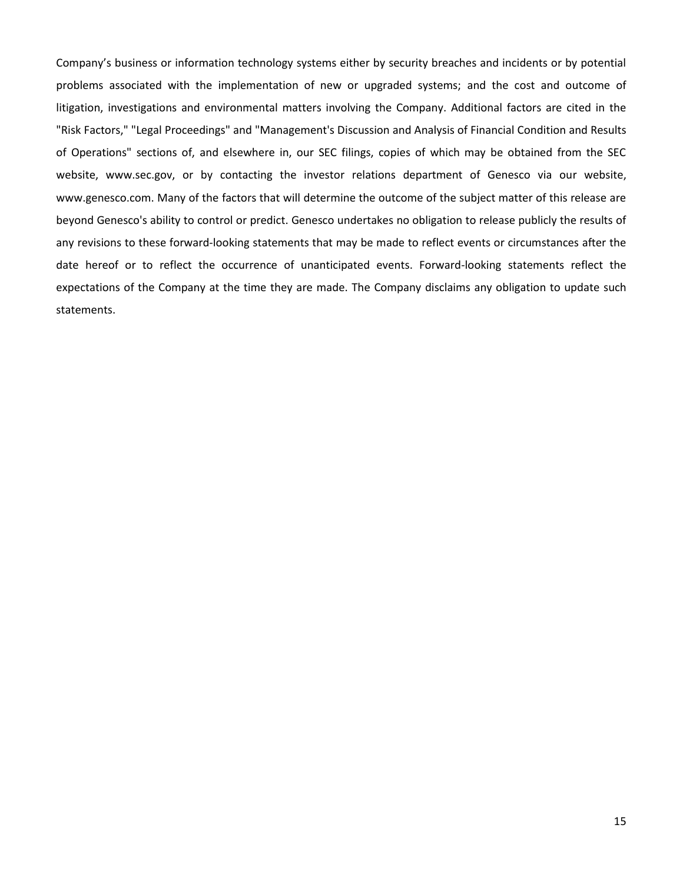Company’s business or information technology systems either by security breaches and incidents or by potential problems associated with the implementation of new or upgraded systems; and the cost and outcome of litigation, investigations and environmental matters involving the Company. Additional factors are cited in the "Risk Factors," "Legal Proceedings" and "Management's Discussion and Analysis of Financial Condition and Results of Operations" sections of, and elsewhere in, our SEC filings, copies of which may be obtained from the SEC website, www.sec.gov, or by contacting the investor relations department of Genesco via our website, www.genesco.com. Many of the factors that will determine the outcome of the subject matter of this release are beyond Genesco's ability to control or predict. Genesco undertakes no obligation to release publicly the results of any revisions to these forward-looking statements that may be made to reflect events or circumstances after the date hereof or to reflect the occurrence of unanticipated events. Forward-looking statements reflect the expectations of the Company at the time they are made. The Company disclaims any obligation to update such statements.